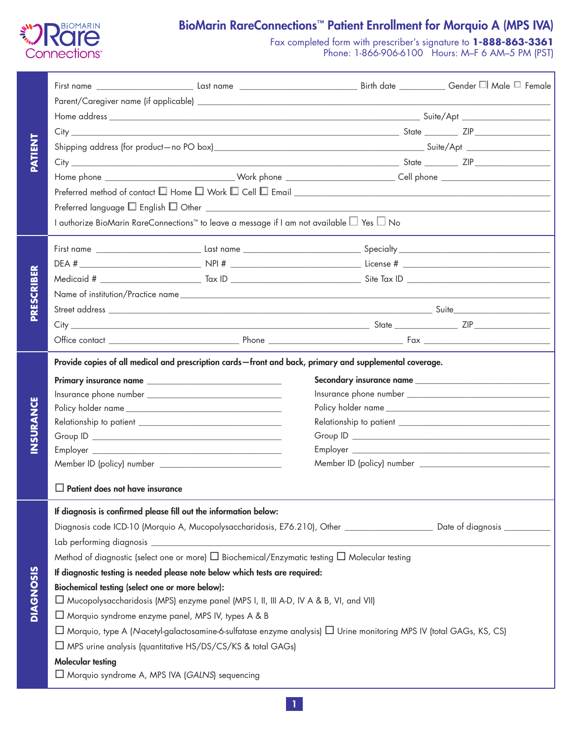# BioMarin RareConnections™ Patient Enrollment for Morquio A (MPS IVA)

Fax completed form with prescriber's signature to **1-888-863-3361**
Phone: 1-866-906-6100 Hours: M–F 6 AM–5 PM (PST)

## PATIENT

First name ____________________ Last name ________________________ Birth date __________ Gender ☐ Male ☐ Female

Parent/Caregiver name (if applicable) ____________________________________________

Home address ____________________________________________ Suite/Apt ______________

City ____________________________________________ State ________ ZIP ______________

Shipping address (for product—no PO box) ________________________________ Suite/Apt ______________

City ____________________________________________ State ________ ZIP ______________

Home phone ________________________ Work phone ____________________ Cell phone ____________________

Preferred method of contact ☐ Home ☐ Work ☐ Cell ☐ Email ____________________________________

Preferred language ☐ English ☐ Other ____________________________________________

I authorize BioMarin RareConnections™ to leave a message if I am not available ☐ Yes ☐ No

## PRESCRIBER

First name ____________________ Last name ______________________ Specialty ______________________

DEA # ____________________ NPI # ______________________ License # ______________________

Medicaid # ____________________ Tax ID ______________________ Site Tax ID ______________________

Name of institution/Practice name ____________________________________________

Street address ____________________________________________ Suite ______________

City ____________________________________________ State ____________ ZIP ______________

Office contact ________________________ Phone ________________________ Fax ________________________

## INSURANCE

**Provide copies of all medical and prescription cards—front and back, primary and supplemental coverage.**

**Primary insurance name** ____________________________

Insurance phone number ____________________________

Policy holder name ____________________________

Relationship to patient ____________________________

Group ID ____________________________

Employer ____________________________

Member ID (policy) number ____________________________

**Secondary insurance name** ____________________________

Insurance phone number ____________________________

Policy holder name ____________________________

Relationship to patient ____________________________

Group ID ____________________________

Employer ____________________________

Member ID (policy) number ____________________________

☐ **Patient does not have insurance**

## DIAGNOSIS

**If diagnosis is confirmed please fill out the information below:**

Diagnosis code ICD-10 (Morquio A, Mucopolysaccharidosis, E76.210), Other ________________ Date of diagnosis __________

Lab performing diagnosis ____________________________________________

Method of diagnostic (select one or more) ☐ Biochemical/Enzymatic testing ☐ Molecular testing

**If diagnostic testing is needed please note below which tests are required:**

**Biochemical testing (select one or more below):**

☐ Mucopolysaccharidosis (MPS) enzyme panel (MPS I, II, III A-D, IV A & B, VI, and VII)

☐ Morquio syndrome enzyme panel, MPS IV, types A & B

☐ Morquio, type A (*N*-acetyl-galactosamine-6-sulfatase enzyme analysis) ☐ Urine monitoring MPS IV (total GAGs, KS, CS)

☐ MPS urine analysis (quantitative HS/DS/CS/KS & total GAGs)

**Molecular testing**

☐ Morquio syndrome A, MPS IVA (*GALNS*) sequencing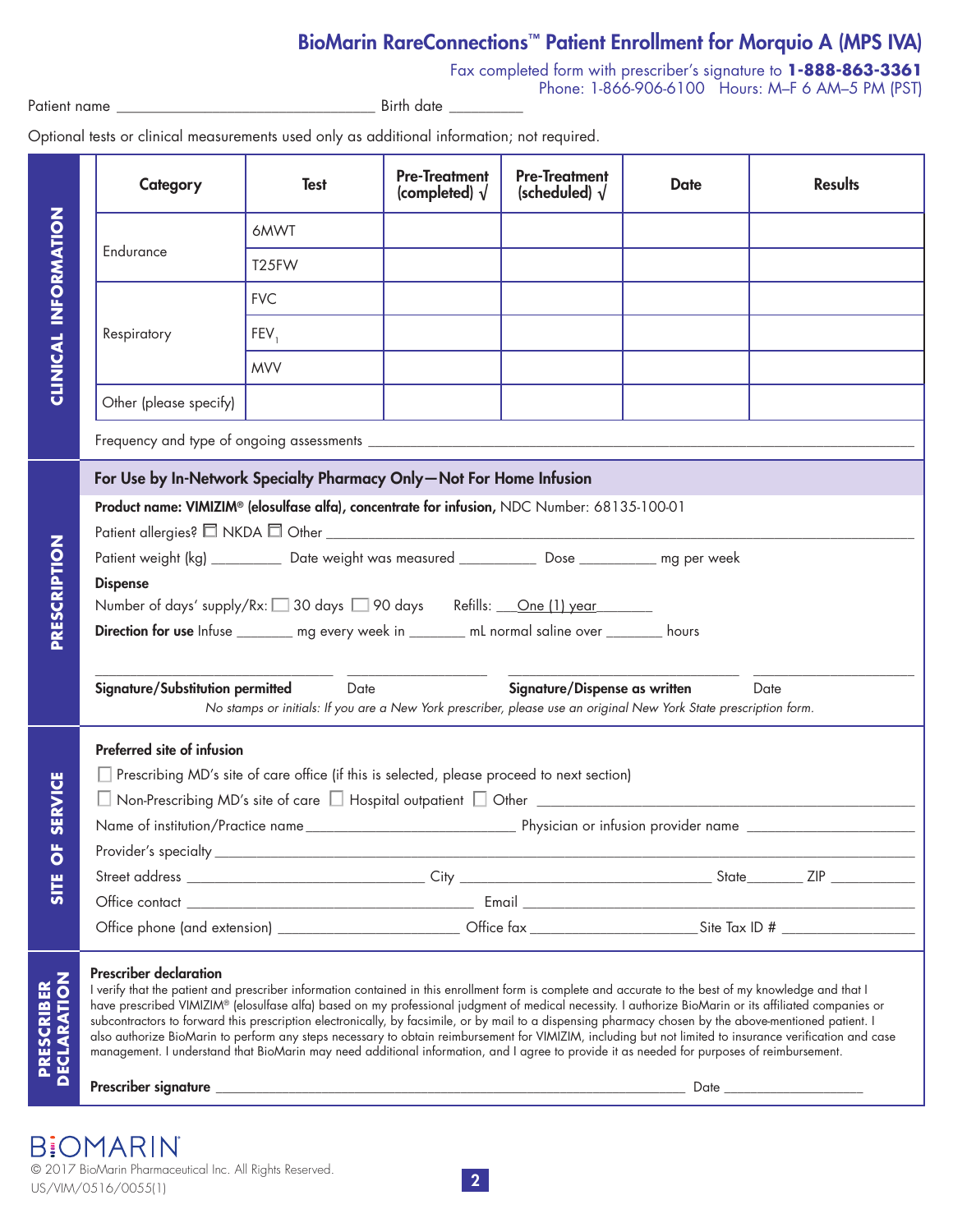# BioMarin RareConnections™ Patient Enrollment for Morquio A (MPS IVA)

Fax completed form with prescriber's signature to **1-888-863-3361**
Phone: 1-866-906-6100 Hours: M–F 6 AM–5 PM (PST)

Patient name ________________________________ Birth date _________

Optional tests or clinical measurements used only as additional information; not required.

## CLINICAL INFORMATION

| Category | Test | Pre-Treatment (completed) √ | Pre-Treatment (scheduled) √ | Date | Results |
|---|---|---|---|---|---|
| Endurance | 6MWT | | | | |
| | T25FW | | | | |
| Respiratory | FVC | | | | |
| | $FEV_1$ | | | | |
| | MVV | | | | |
| Other (please specify) | | | | | |

Frequency and type of ongoing assessments ________________________________

## PRESCRIPTION

**For Use by In-Network Specialty Pharmacy Only—Not For Home Infusion**

**Product name: VIMIZIM® (elosulfase alfa), concentrate for infusion,** NDC Number: 68135-100-01

Patient allergies? ☐ NKDA ☐ Other ________________________________

Patient weight (kg) _________ Date weight was measured __________ Dose __________ mg per week

**Dispense**

Number of days' supply/Rx: ☐ 30 days ☐ 90 days Refills: __One (1) year_______

**Direction for use** Infuse _______ mg every week in _______ mL normal saline over _______ hours

______________________________ __________________ ______________________________ __________________

**Signature/Substitution permitted** Date **Signature/Dispense as written** Date

*No stamps or initials: If you are a New York prescriber, please use an original New York State prescription form.*

## SITE OF SERVICE

**Preferred site of infusion**

☐ Prescribing MD's site of care office (if this is selected, please proceed to next section)

☐ Non-Prescribing MD's site of care ☐ Hospital outpatient ☐ Other ________________________________

Name of institution/Practice name __________________________ Physician or infusion provider name ____________________

Provider's specialty ________________________________

Street address ____________________________ City ______________________________ State________ ZIP ___________

Office contact ___________________________________ Email ______________________________________________

Office phone (and extension) _______________________ Office fax _____________________Site Tax ID # _________________

## PRESCRIBER DECLARATION

**Prescriber declaration**

I verify that the patient and prescriber information contained in this enrollment form is complete and accurate to the best of my knowledge and that I have prescribed VIMIZIM® (elosulfase alfa) based on my professional judgment of medical necessity. I authorize BioMarin or its affiliated companies or subcontractors to forward this prescription electronically, by facsimile, or by mail to a dispensing pharmacy chosen by the above-mentioned patient. I also authorize BioMarin to perform any steps necessary to obtain reimbursement for VIMIZIM, including but not limited to insurance verification and case management. I understand that BioMarin may need additional information, and I agree to provide it as needed for purposes of reimbursement.

**Prescriber signature** ______________________________________________________________ Date ___________________

BIOMARIN

© 2017 BioMarin Pharmaceutical Inc. All Rights Reserved.
US/VIM/0516/0055(1)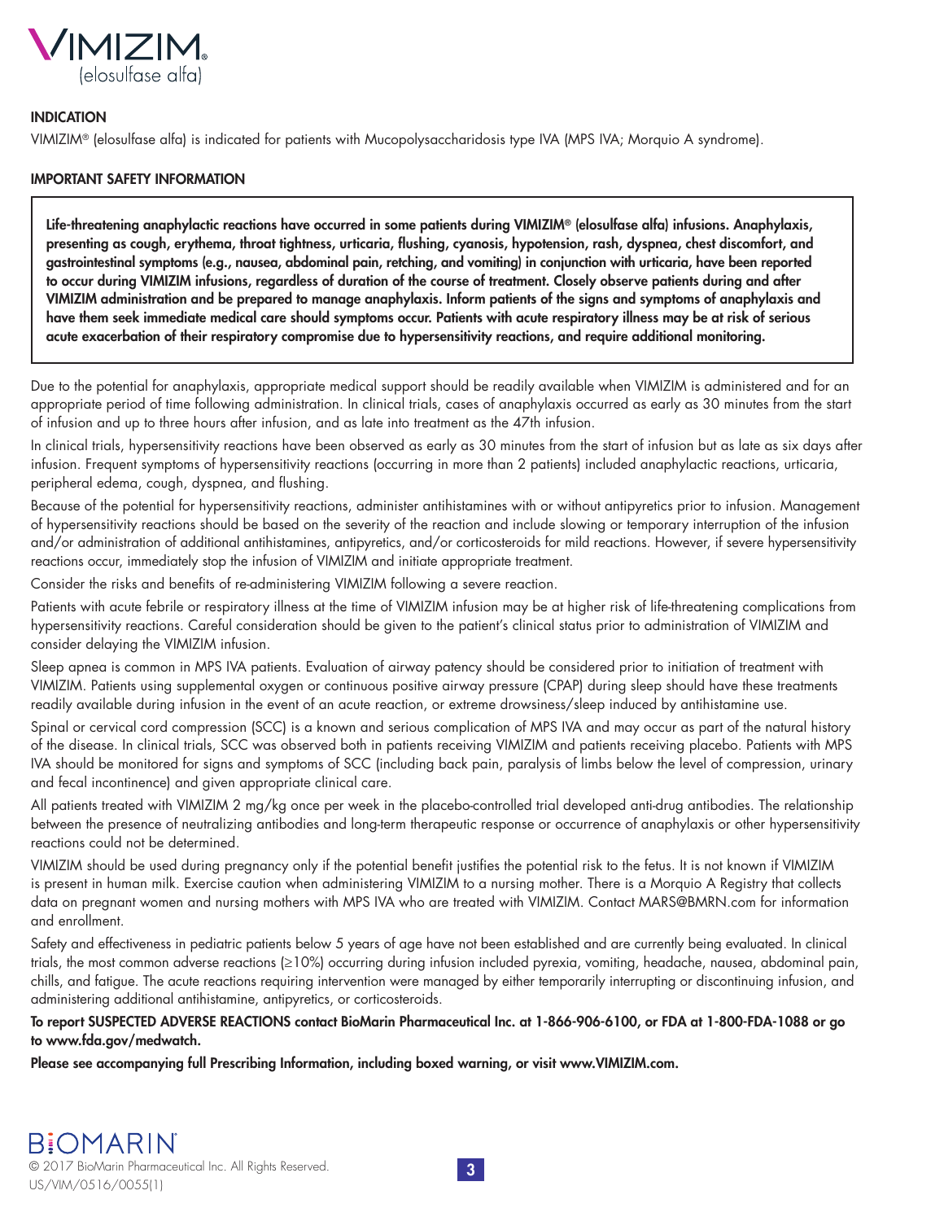VIMIZIM®
(elosulfase alfa)

## INDICATION

VIMIZIM® (elosulfase alfa) is indicated for patients with Mucopolysaccharidosis type IVA (MPS IVA; Morquio A syndrome).

## IMPORTANT SAFETY INFORMATION

**Life-threatening anaphylactic reactions have occurred in some patients during VIMIZIM® (elosulfase alfa) infusions. Anaphylaxis, presenting as cough, erythema, throat tightness, urticaria, flushing, cyanosis, hypotension, rash, dyspnea, chest discomfort, and gastrointestinal symptoms (e.g., nausea, abdominal pain, retching, and vomiting) in conjunction with urticaria, have been reported to occur during VIMIZIM infusions, regardless of duration of the course of treatment. Closely observe patients during and after VIMIZIM administration and be prepared to manage anaphylaxis. Inform patients of the signs and symptoms of anaphylaxis and have them seek immediate medical care should symptoms occur. Patients with acute respiratory illness may be at risk of serious acute exacerbation of their respiratory compromise due to hypersensitivity reactions, and require additional monitoring.**

Due to the potential for anaphylaxis, appropriate medical support should be readily available when VIMIZIM is administered and for an appropriate period of time following administration. In clinical trials, cases of anaphylaxis occurred as early as 30 minutes from the start of infusion and up to three hours after infusion, and as late into treatment as the 47th infusion.

In clinical trials, hypersensitivity reactions have been observed as early as 30 minutes from the start of infusion but as late as six days after infusion. Frequent symptoms of hypersensitivity reactions (occurring in more than 2 patients) included anaphylactic reactions, urticaria, peripheral edema, cough, dyspnea, and flushing.

Because of the potential for hypersensitivity reactions, administer antihistamines with or without antipyretics prior to infusion. Management of hypersensitivity reactions should be based on the severity of the reaction and include slowing or temporary interruption of the infusion and/or administration of additional antihistamines, antipyretics, and/or corticosteroids for mild reactions. However, if severe hypersensitivity reactions occur, immediately stop the infusion of VIMIZIM and initiate appropriate treatment.

Consider the risks and benefits of re-administering VIMIZIM following a severe reaction.

Patients with acute febrile or respiratory illness at the time of VIMIZIM infusion may be at higher risk of life-threatening complications from hypersensitivity reactions. Careful consideration should be given to the patient's clinical status prior to administration of VIMIZIM and consider delaying the VIMIZIM infusion.

Sleep apnea is common in MPS IVA patients. Evaluation of airway patency should be considered prior to initiation of treatment with VIMIZIM. Patients using supplemental oxygen or continuous positive airway pressure (CPAP) during sleep should have these treatments readily available during infusion in the event of an acute reaction, or extreme drowsiness/sleep induced by antihistamine use.

Spinal or cervical cord compression (SCC) is a known and serious complication of MPS IVA and may occur as part of the natural history of the disease. In clinical trials, SCC was observed both in patients receiving VIMIZIM and patients receiving placebo. Patients with MPS IVA should be monitored for signs and symptoms of SCC (including back pain, paralysis of limbs below the level of compression, urinary and fecal incontinence) and given appropriate clinical care.

All patients treated with VIMIZIM 2 mg/kg once per week in the placebo-controlled trial developed anti-drug antibodies. The relationship between the presence of neutralizing antibodies and long-term therapeutic response or occurrence of anaphylaxis or other hypersensitivity reactions could not be determined.

VIMIZIM should be used during pregnancy only if the potential benefit justifies the potential risk to the fetus. It is not known if VIMIZIM is present in human milk. Exercise caution when administering VIMIZIM to a nursing mother. There is a Morquio A Registry that collects data on pregnant women and nursing mothers with MPS IVA who are treated with VIMIZIM. Contact MARS@BMRN.com for information and enrollment.

Safety and effectiveness in pediatric patients below 5 years of age have not been established and are currently being evaluated. In clinical trials, the most common adverse reactions (≥10%) occurring during infusion included pyrexia, vomiting, headache, nausea, abdominal pain, chills, and fatigue. The acute reactions requiring intervention were managed by either temporarily interrupting or discontinuing infusion, and administering additional antihistamine, antipyretics, or corticosteroids.

**To report SUSPECTED ADVERSE REACTIONS contact BioMarin Pharmaceutical Inc. at 1-866-906-6100, or FDA at 1-800-FDA-1088 or go to www.fda.gov/medwatch.**

**Please see accompanying full Prescribing Information, including boxed warning, or visit www.VIMIZIM.com.**

BIOMARIN®
© 2017 BioMarin Pharmaceutical Inc. All Rights Reserved.
US/VIM/0516/0055(1)